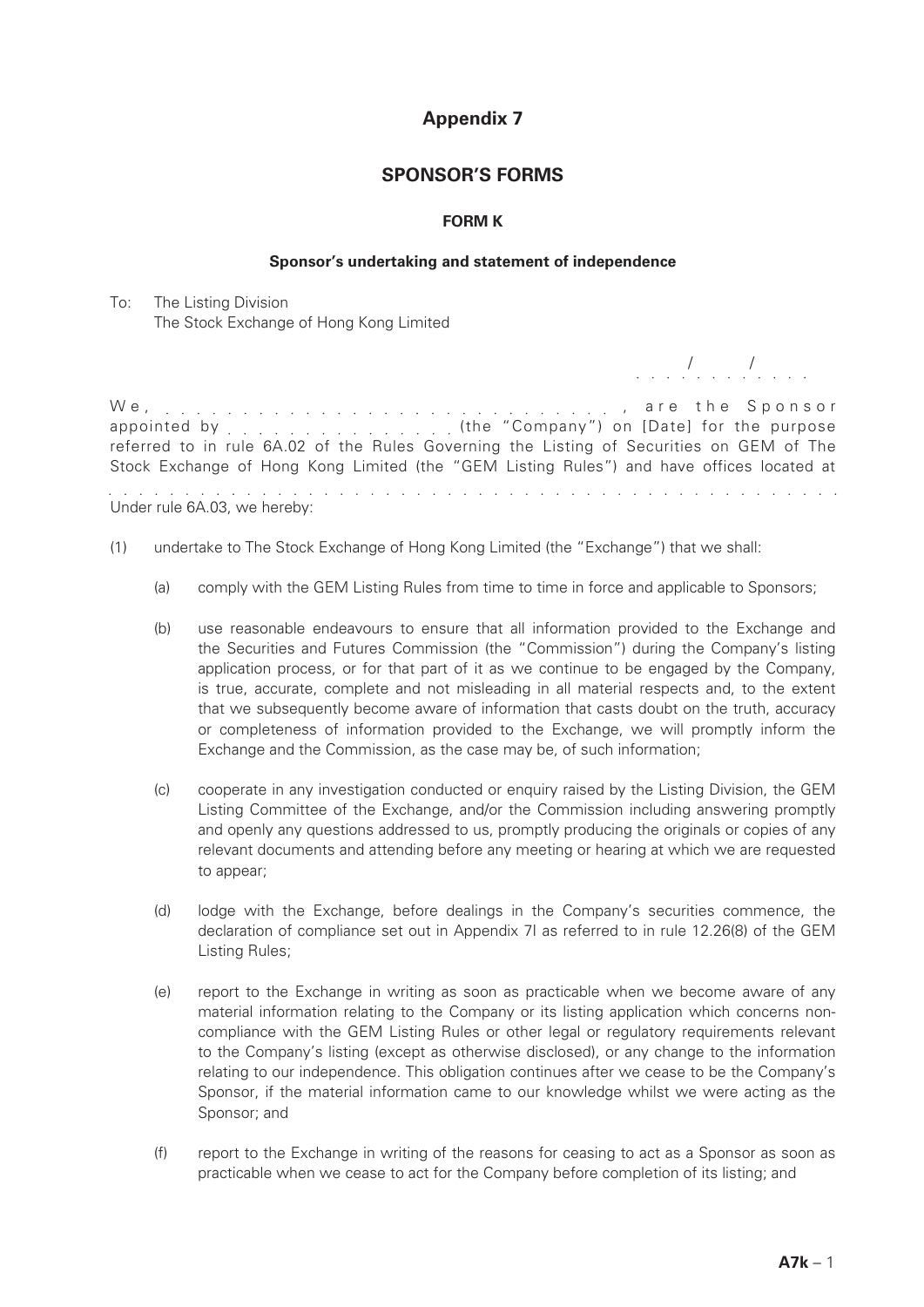# Appendix 7

## SPONSOR'S FORMS

### FORM K

#### Sponsor's undertaking and statement of independence

To: The Listing Division
The Stock Exchange of Hong Kong Limited

. . . . / . . . / . . . .

We, . . . . . . . . . . . . . . . . . . . . . . . . . . . . . . , are the Sponsor appointed by . . . . . . . . . . . . . . . (the "Company") on [Date] for the purpose referred to in rule 6A.02 of the Rules Governing the Listing of Securities on GEM of The Stock Exchange of Hong Kong Limited (the "GEM Listing Rules") and have offices located at . . . . . . . . . . . . . . . . . . . . . . . . . . . . . . . . . . . . . . . . . . . . . . . . . .

Under rule 6A.03, we hereby:

(1) undertake to The Stock Exchange of Hong Kong Limited (the "Exchange") that we shall:

   (a) comply with the GEM Listing Rules from time to time in force and applicable to Sponsors;

   (b) use reasonable endeavours to ensure that all information provided to the Exchange and the Securities and Futures Commission (the "Commission") during the Company's listing application process, or for that part of it as we continue to be engaged by the Company, is true, accurate, complete and not misleading in all material respects and, to the extent that we subsequently become aware of information that casts doubt on the truth, accuracy or completeness of information provided to the Exchange, we will promptly inform the Exchange and the Commission, as the case may be, of such information;

   (c) cooperate in any investigation conducted or enquiry raised by the Listing Division, the GEM Listing Committee of the Exchange, and/or the Commission including answering promptly and openly any questions addressed to us, promptly producing the originals or copies of any relevant documents and attending before any meeting or hearing at which we are requested to appear;

   (d) lodge with the Exchange, before dealings in the Company's securities commence, the declaration of compliance set out in Appendix 7I as referred to in rule 12.26(8) of the GEM Listing Rules;

   (e) report to the Exchange in writing as soon as practicable when we become aware of any material information relating to the Company or its listing application which concerns non-compliance with the GEM Listing Rules or other legal or regulatory requirements relevant to the Company's listing (except as otherwise disclosed), or any change to the information relating to our independence. This obligation continues after we cease to be the Company's Sponsor, if the material information came to our knowledge whilst we were acting as the Sponsor; and

   (f) report to the Exchange in writing of the reasons for ceasing to act as a Sponsor as soon as practicable when we cease to act for the Company before completion of its listing; and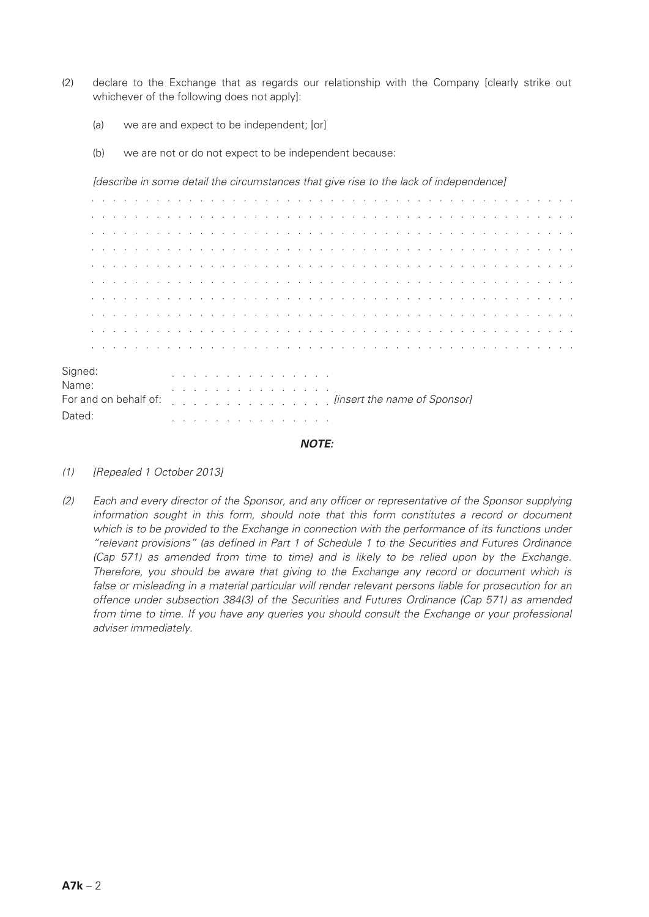(2) declare to the Exchange that as regards our relationship with the Company [clearly strike out whichever of the following does not apply]:

  (a) we are and expect to be independent; [or]

  (b) we are not or do not expect to be independent because:

*[describe in some detail the circumstances that give rise to the lack of independence]*

. . . . . . . . . . . . . . . . . . . . . . . . . . . . . . . . . . . . . . . . . . . . . . . . . . .

. . . . . . . . . . . . . . . . . . . . . . . . . . . . . . . . . . . . . . . . . . . . . . . . . . .

. . . . . . . . . . . . . . . . . . . . . . . . . . . . . . . . . . . . . . . . . . . . . . . . . . .

. . . . . . . . . . . . . . . . . . . . . . . . . . . . . . . . . . . . . . . . . . . . . . . . . . .

. . . . . . . . . . . . . . . . . . . . . . . . . . . . . . . . . . . . . . . . . . . . . . . . . . .

. . . . . . . . . . . . . . . . . . . . . . . . . . . . . . . . . . . . . . . . . . . . . . . . . . .

. . . . . . . . . . . . . . . . . . . . . . . . . . . . . . . . . . . . . . . . . . . . . . . . . . .

. . . . . . . . . . . . . . . . . . . . . . . . . . . . . . . . . . . . . . . . . . . . . . . . . . .

. . . . . . . . . . . . . . . . . . . . . . . . . . . . . . . . . . . . . . . . . . . . . . . . . . .

. . . . . . . . . . . . . . . . . . . . . . . . . . . . . . . . . . . . . . . . . . . . . . . . . . .

Signed: . . . . . . . . . . . . . . .

Name: . . . . . . . . . . . . . . .

For and on behalf of: . . . . . . . . . . . . . . . *[insert the name of Sponsor]*

Dated: . . . . . . . . . . . . . . .

***NOTE:***

*(1) [Repealed 1 October 2013]*

*(2) Each and every director of the Sponsor, and any officer or representative of the Sponsor supplying information sought in this form, should note that this form constitutes a record or document which is to be provided to the Exchange in connection with the performance of its functions under "relevant provisions" (as defined in Part 1 of Schedule 1 to the Securities and Futures Ordinance (Cap 571) as amended from time to time) and is likely to be relied upon by the Exchange. Therefore, you should be aware that giving to the Exchange any record or document which is false or misleading in a material particular will render relevant persons liable for prosecution for an offence under subsection 384(3) of the Securities and Futures Ordinance (Cap 571) as amended from time to time. If you have any queries you should consult the Exchange or your professional adviser immediately.*